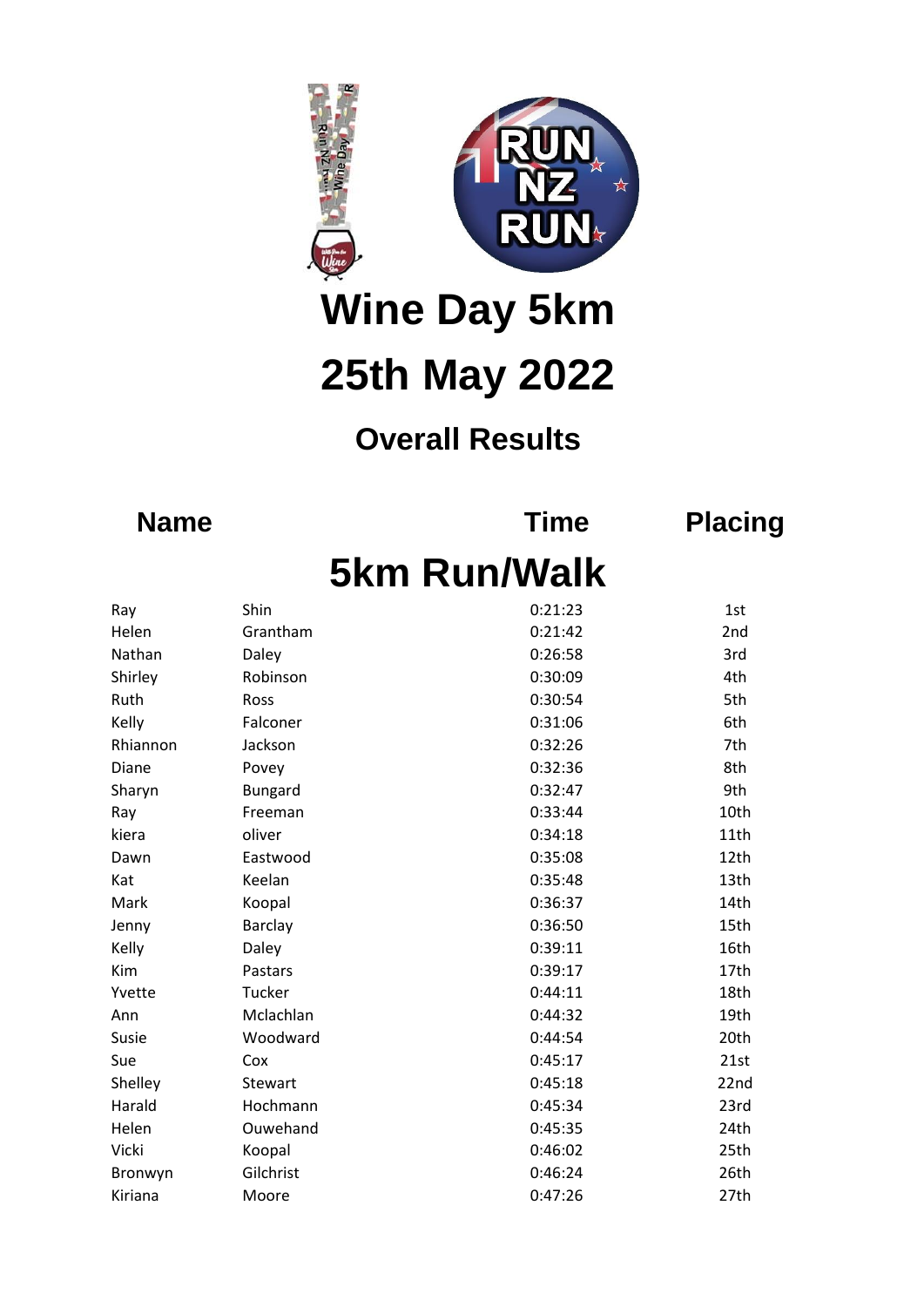# Wine Day 5km

# 25th May 2022

## Overall Results

| Name | | Time | Placing |
|---|---|---|---|
| **5km Run/Walk** | | | |
| Ray | Shin | 0:21:23 | 1st |
| Helen | Grantham | 0:21:42 | 2nd |
| Nathan | Daley | 0:26:58 | 3rd |
| Shirley | Robinson | 0:30:09 | 4th |
| Ruth | Ross | 0:30:54 | 5th |
| Kelly | Falconer | 0:31:06 | 6th |
| Rhiannon | Jackson | 0:32:26 | 7th |
| Diane | Povey | 0:32:36 | 8th |
| Sharyn | Bungard | 0:32:47 | 9th |
| Ray | Freeman | 0:33:44 | 10th |
| kiera | oliver | 0:34:18 | 11th |
| Dawn | Eastwood | 0:35:08 | 12th |
| Kat | Keelan | 0:35:48 | 13th |
| Mark | Koopal | 0:36:37 | 14th |
| Jenny | Barclay | 0:36:50 | 15th |
| Kelly | Daley | 0:39:11 | 16th |
| Kim | Pastars | 0:39:17 | 17th |
| Yvette | Tucker | 0:44:11 | 18th |
| Ann | Mclachlan | 0:44:32 | 19th |
| Susie | Woodward | 0:44:54 | 20th |
| Sue | Cox | 0:45:17 | 21st |
| Shelley | Stewart | 0:45:18 | 22nd |
| Harald | Hochmann | 0:45:34 | 23rd |
| Helen | Ouwehand | 0:45:35 | 24th |
| Vicki | Koopal | 0:46:02 | 25th |
| Bronwyn | Gilchrist | 0:46:24 | 26th |
| Kiriana | Moore | 0:47:26 | 27th |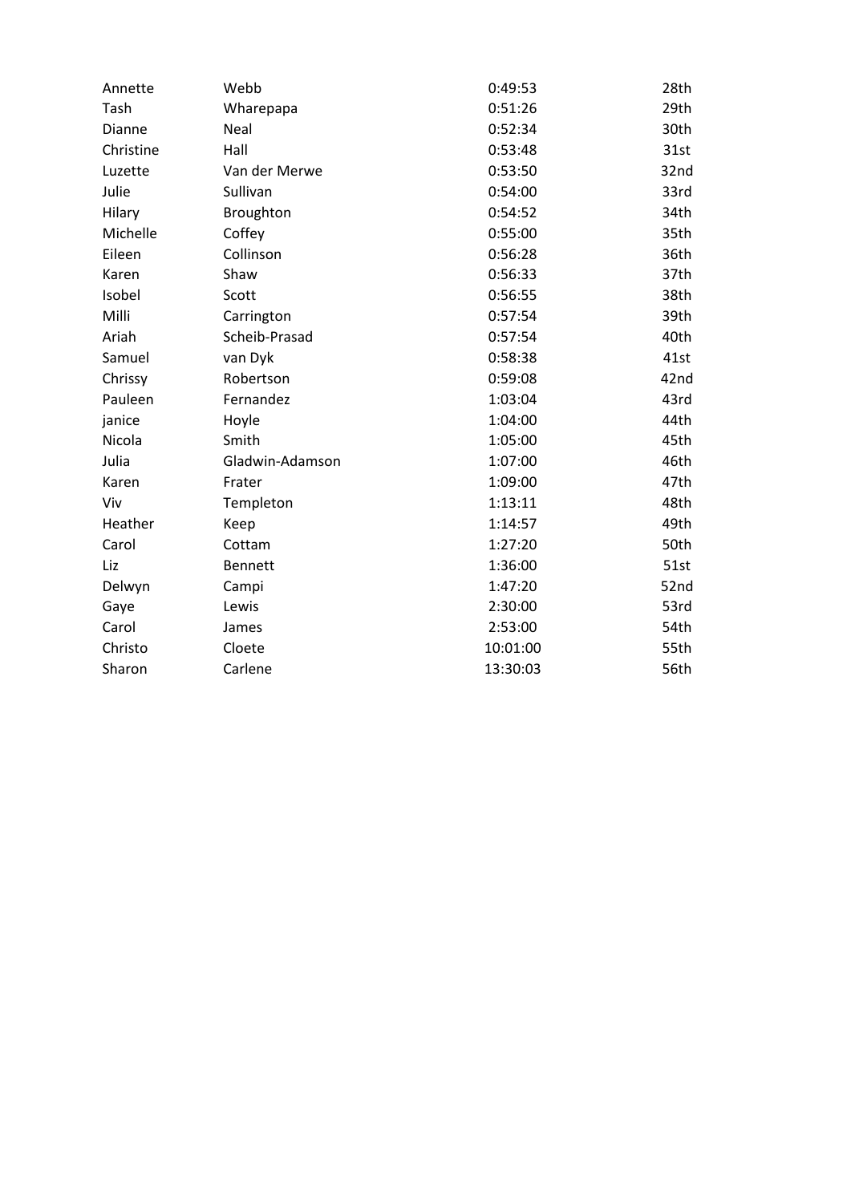| | | | |
|---|---|---|---|
| Annette | Webb | 0:49:53 | 28th |
| Tash | Wharepapa | 0:51:26 | 29th |
| Dianne | Neal | 0:52:34 | 30th |
| Christine | Hall | 0:53:48 | 31st |
| Luzette | Van der Merwe | 0:53:50 | 32nd |
| Julie | Sullivan | 0:54:00 | 33rd |
| Hilary | Broughton | 0:54:52 | 34th |
| Michelle | Coffey | 0:55:00 | 35th |
| Eileen | Collinson | 0:56:28 | 36th |
| Karen | Shaw | 0:56:33 | 37th |
| Isobel | Scott | 0:56:55 | 38th |
| Milli | Carrington | 0:57:54 | 39th |
| Ariah | Scheib-Prasad | 0:57:54 | 40th |
| Samuel | van Dyk | 0:58:38 | 41st |
| Chrissy | Robertson | 0:59:08 | 42nd |
| Pauleen | Fernandez | 1:03:04 | 43rd |
| janice | Hoyle | 1:04:00 | 44th |
| Nicola | Smith | 1:05:00 | 45th |
| Julia | Gladwin-Adamson | 1:07:00 | 46th |
| Karen | Frater | 1:09:00 | 47th |
| Viv | Templeton | 1:13:11 | 48th |
| Heather | Keep | 1:14:57 | 49th |
| Carol | Cottam | 1:27:20 | 50th |
| Liz | Bennett | 1:36:00 | 51st |
| Delwyn | Campi | 1:47:20 | 52nd |
| Gaye | Lewis | 2:30:00 | 53rd |
| Carol | James | 2:53:00 | 54th |
| Christo | Cloete | 10:01:00 | 55th |
| Sharon | Carlene | 13:30:03 | 56th |